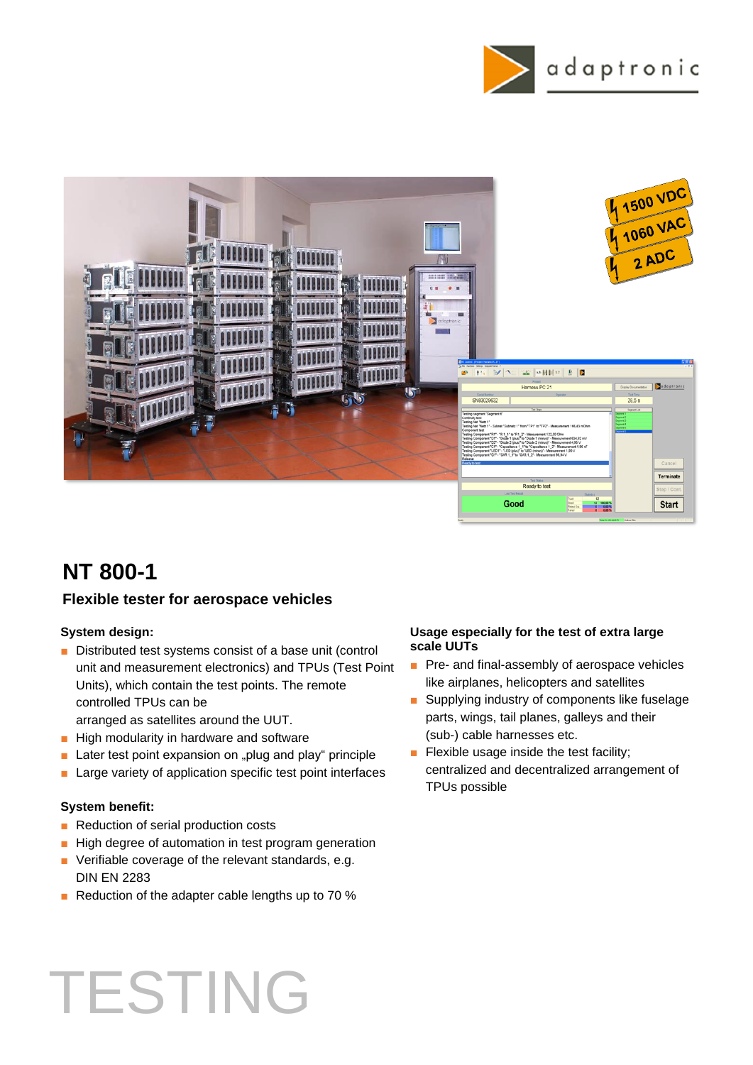# NT 800-1

## Flexible tester for aerospace vehicles

### System design:

- Distributed test systems consist of a base unit (control unit and measurement electronics) and TPUs (Test Point Units), which contain the test points. The remote controlled TPUs can be arranged as satellites around the UUT.
- High modularity in hardware and software
- Later test point expansion on „plug and play“ principle
- Large variety of application specific test point interfaces

### System benefit:

- Reduction of serial production costs
- High degree of automation in test program generation
- Verifiable coverage of the relevant standards, e.g. DIN EN 2283
- Reduction of the adapter cable lengths up to 70 %

### Usage especially for the test of extra large scale UUTs

- Pre- and final-assembly of aerospace vehicles like airplanes, helicopters and satellites
- Supplying industry of components like fuselage parts, wings, tail planes, galleys and their (sub-) cable harnesses etc.
- Flexible usage inside the test facility; centralized and decentralized arrangement of TPUs possible

TESTING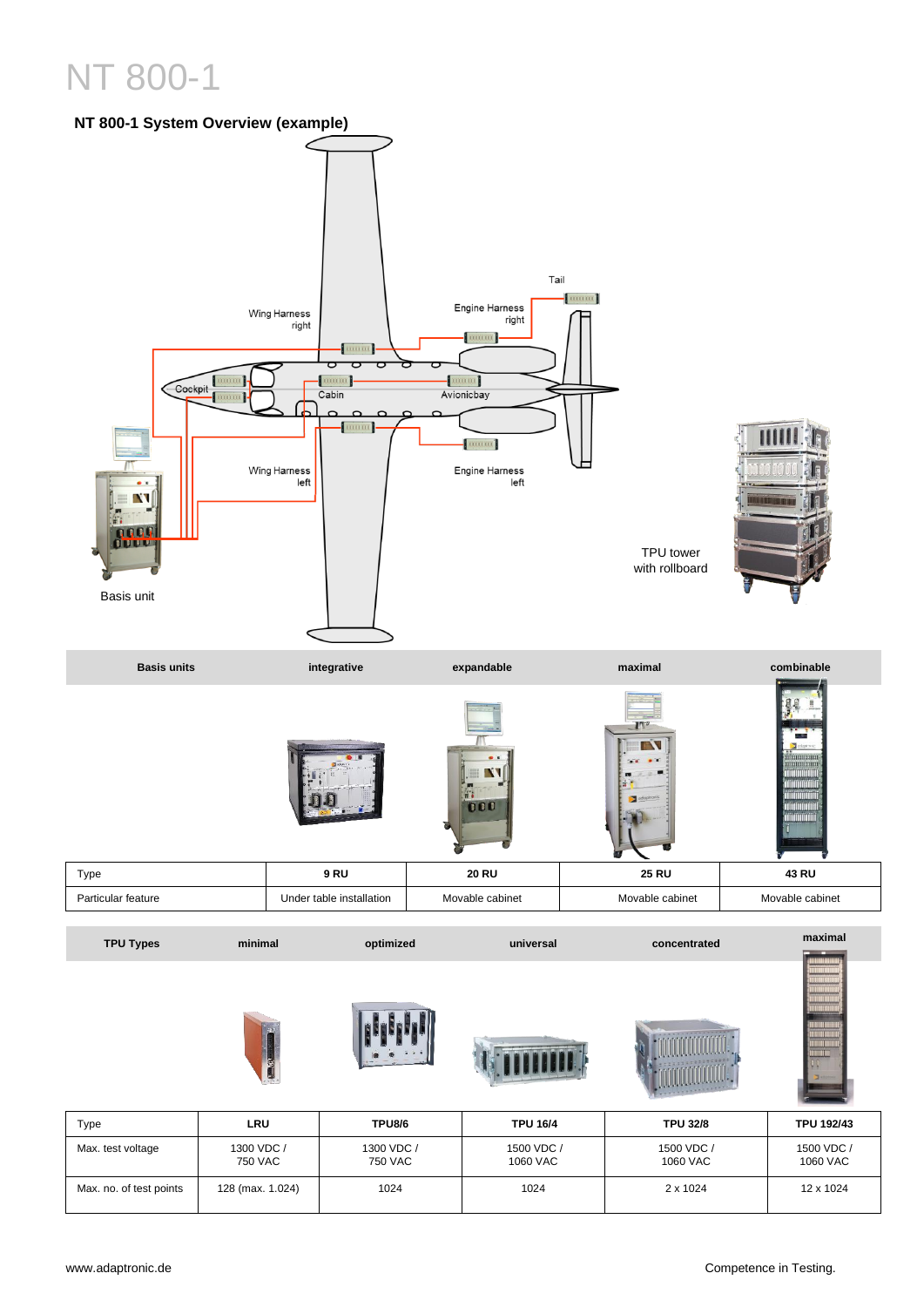# NT 800-1

## NT 800-1 System Overview (example)

Wing Harness right

Engine Harness right

Tail

Cockpit

Cabin

Avionicbay

Wing Harness left

Engine Harness left

TPU tower with rollboard

Basis unit

| Basis units | integrative | expandable | maximal | combinable |
|---|---|---|---|---|
| Type | 9 RU | 20 RU | 25 RU | 43 RU |
| Particular feature | Under table installation | Movable cabinet | Movable cabinet | Movable cabinet |

| TPU Types | minimal | optimized | universal | concentrated | maximal |
|---|---|---|---|---|---|
| Type | LRU | TPU8/6 | TPU 16/4 | TPU 32/8 | TPU 192/43 |
| Max. test voltage | 1300 VDC / 750 VAC | 1300 VDC / 750 VAC | 1500 VDC / 1060 VAC | 1500 VDC / 1060 VAC | 1500 VDC / 1060 VAC |
| Max. no. of test points | 128 (max. 1.024) | 1024 | 1024 | 2 x 1024 | 12 x 1024 |

www.adaptronic.de

Competence in Testing.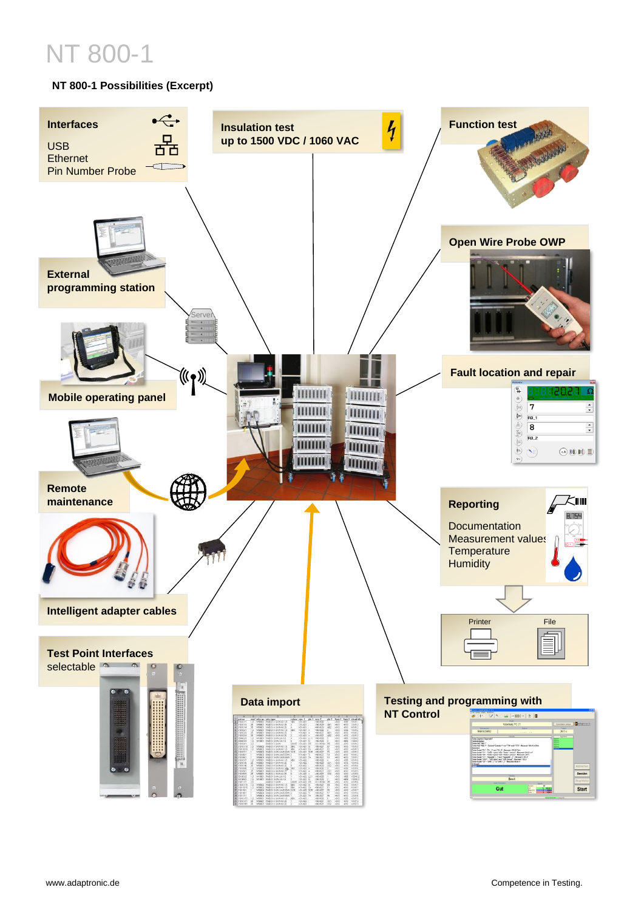# NT 800-1

**NT 800-1 Possibilities (Excerpt)**

**Interfaces**

USB
Ethernet
Pin Number Probe

**Insulation test up to 1500 VDC / 1060 VAC**

**Function test**

**External programming station**

Server

**Open Wire Probe OWP**

**Mobile operating panel**

**Fault location and repair**

**Remote maintenance**

**Reporting**

Documentation
Measurement values
Temperature
Humidity

Printer

File

**Intelligent adapter cables**

**Test Point Interfaces**
selectable

**Data import**

**Testing and programming with NT Control**

www.adaptronic.de

Competence in Testing.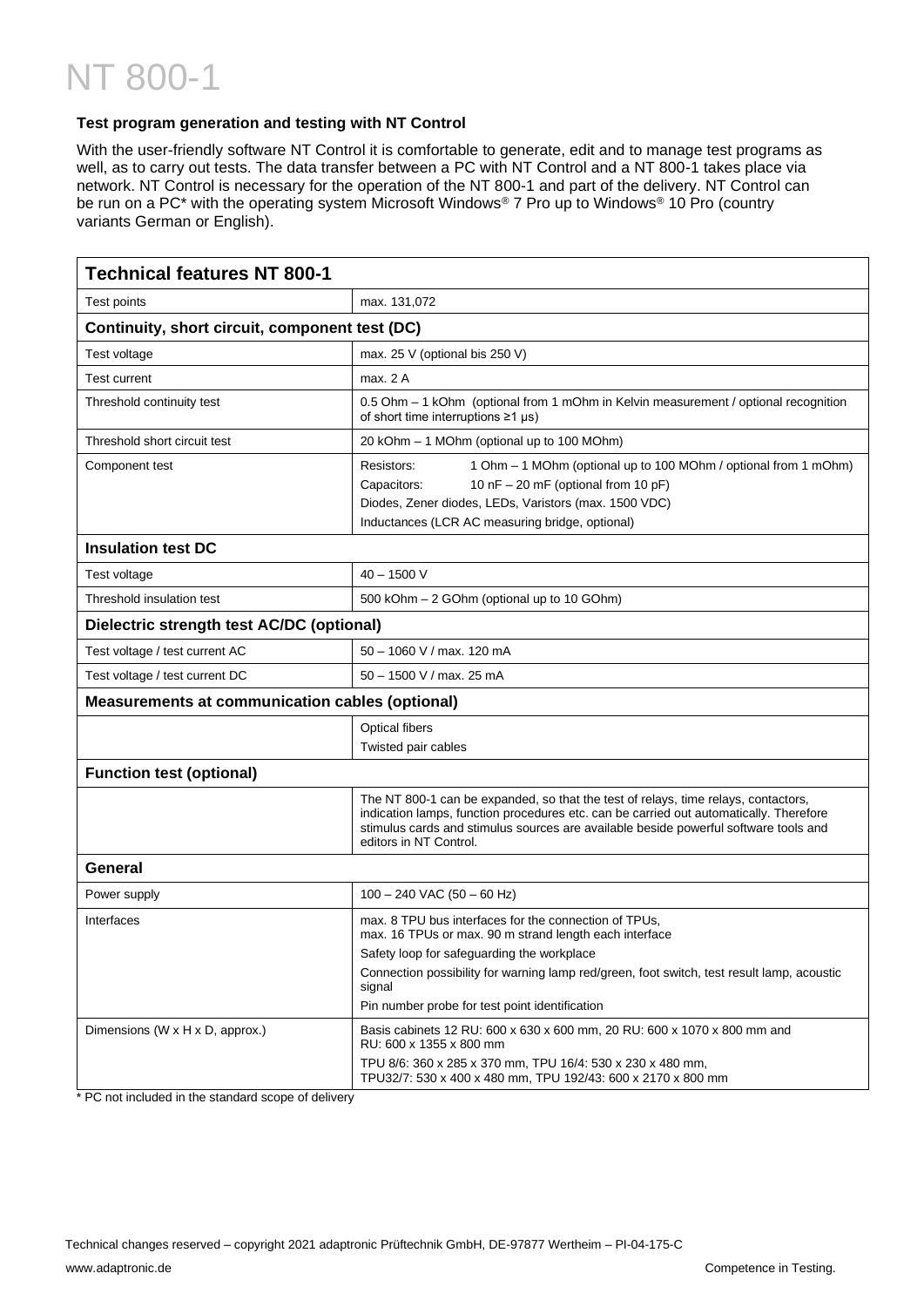# NT 800-1

**Test program generation and testing with NT Control**

With the user-friendly software NT Control it is comfortable to generate, edit and to manage test programs as well, as to carry out tests. The data transfer between a PC with NT Control and a NT 800-1 takes place via network. NT Control is necessary for the operation of the NT 800-1 and part of the delivery. NT Control can be run on a PC* with the operating system Microsoft Windows® 7 Pro up to Windows® 10 Pro (country variants German or English).

| **Technical features NT 800-1** | |
|---|---|
| Test points | max. 131,072 |
| **Continuity, short circuit, component test (DC)** | |
| Test voltage | max. 25 V (optional bis 250 V) |
| Test current | max. 2 A |
| Threshold continuity test | 0.5 Ohm – 1 kOhm (optional from 1 mOhm in Kelvin measurement / optional recognition of short time interruptions ≥1 µs) |
| Threshold short circuit test | 20 kOhm – 1 MOhm (optional up to 100 MOhm) |
| Component test | Resistors: 1 Ohm – 1 MOhm (optional up to 100 MOhm / optional from 1 mOhm)<br>Capacitors: 10 nF – 20 mF (optional from 10 pF)<br>Diodes, Zener diodes, LEDs, Varistors (max. 1500 VDC)<br>Inductances (LCR AC measuring bridge, optional) |
| **Insulation test DC** | |
| Test voltage | 40 – 1500 V |
| Threshold insulation test | 500 kOhm – 2 GOhm (optional up to 10 GOhm) |
| **Dielectric strength test AC/DC (optional)** | |
| Test voltage / test current AC | 50 – 1060 V / max. 120 mA |
| Test voltage / test current DC | 50 – 1500 V / max. 25 mA |
| **Measurements at communication cables (optional)** | |
| | Optical fibers<br>Twisted pair cables |
| **Function test (optional)** | |
| | The NT 800-1 can be expanded, so that the test of relays, time relays, contactors, indication lamps, function procedures etc. can be carried out automatically. Therefore stimulus cards and stimulus sources are available beside powerful software tools and editors in NT Control. |
| **General** | |
| Power supply | 100 – 240 VAC (50 – 60 Hz) |
| Interfaces | max. 8 TPU bus interfaces for the connection of TPUs, max. 16 TPUs or max. 90 m strand length each interface<br>Safety loop for safeguarding the workplace<br>Connection possibility for warning lamp red/green, foot switch, test result lamp, acoustic signal<br>Pin number probe for test point identification |
| Dimensions (W x H x D, approx.) | Basis cabinets 12 RU: 600 x 630 x 600 mm, 20 RU: 600 x 1070 x 800 mm and RU: 600 x 1355 x 800 mm<br>TPU 8/6: 360 x 285 x 370 mm, TPU 16/4: 530 x 230 x 480 mm, TPU32/7: 530 x 400 x 480 mm, TPU 192/43: 600 x 2170 x 800 mm |

\* PC not included in the standard scope of delivery

Technical changes reserved – copyright 2021 adaptronic Prüftechnik GmbH, DE-97877 Wertheim – PI-04-175-C

www.adaptronic.de Competence in Testing.